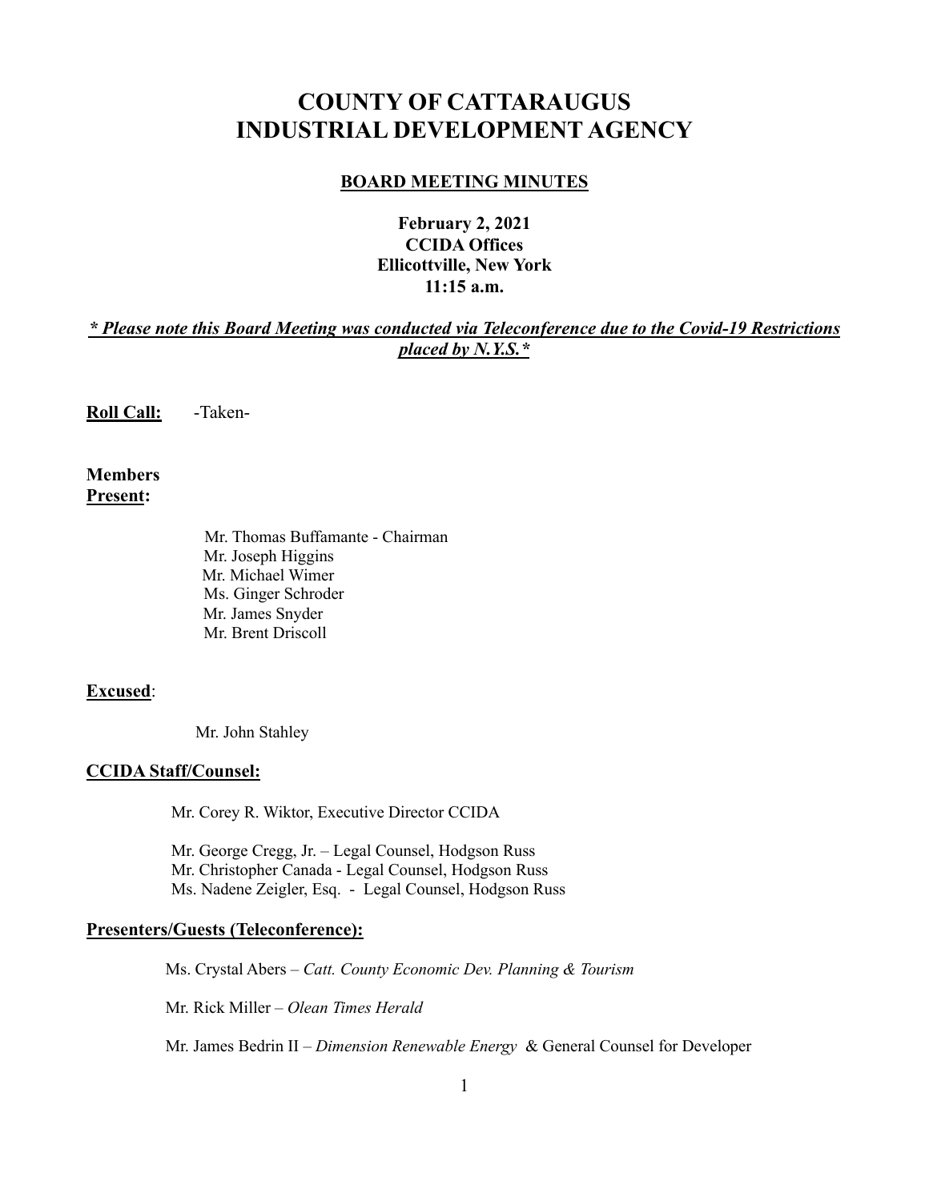# COUNTY OF CATTARAUGUS INDUSTRIAL DEVELOPMENT AGENCY

## BOARD MEETING MINUTES

**February 2, 2021**
**CCIDA Offices**
**Ellicottville, New York**
**11:15 a.m.**

***\* Please note this Board Meeting was conducted via Teleconference due to the Covid-19 Restrictions placed by N.Y.S.\****

**Roll Call:** -Taken-

**Members Present:**

Mr. Thomas Buffamante - Chairman
Mr. Joseph Higgins
Mr. Michael Wimer
Ms. Ginger Schroder
Mr. James Snyder
Mr. Brent Driscoll

**Excused**:

Mr. John Stahley

**CCIDA Staff/Counsel:**

Mr. Corey R. Wiktor, Executive Director CCIDA

Mr. George Cregg, Jr. – Legal Counsel, Hodgson Russ
Mr. Christopher Canada - Legal Counsel, Hodgson Russ
Ms. Nadene Zeigler, Esq. - Legal Counsel, Hodgson Russ

**Presenters/Guests (Teleconference):**

Ms. Crystal Abers – *Catt. County Economic Dev. Planning & Tourism*

Mr. Rick Miller – *Olean Times Herald*

Mr. James Bedrin II – *Dimension Renewable Energy* & General Counsel for Developer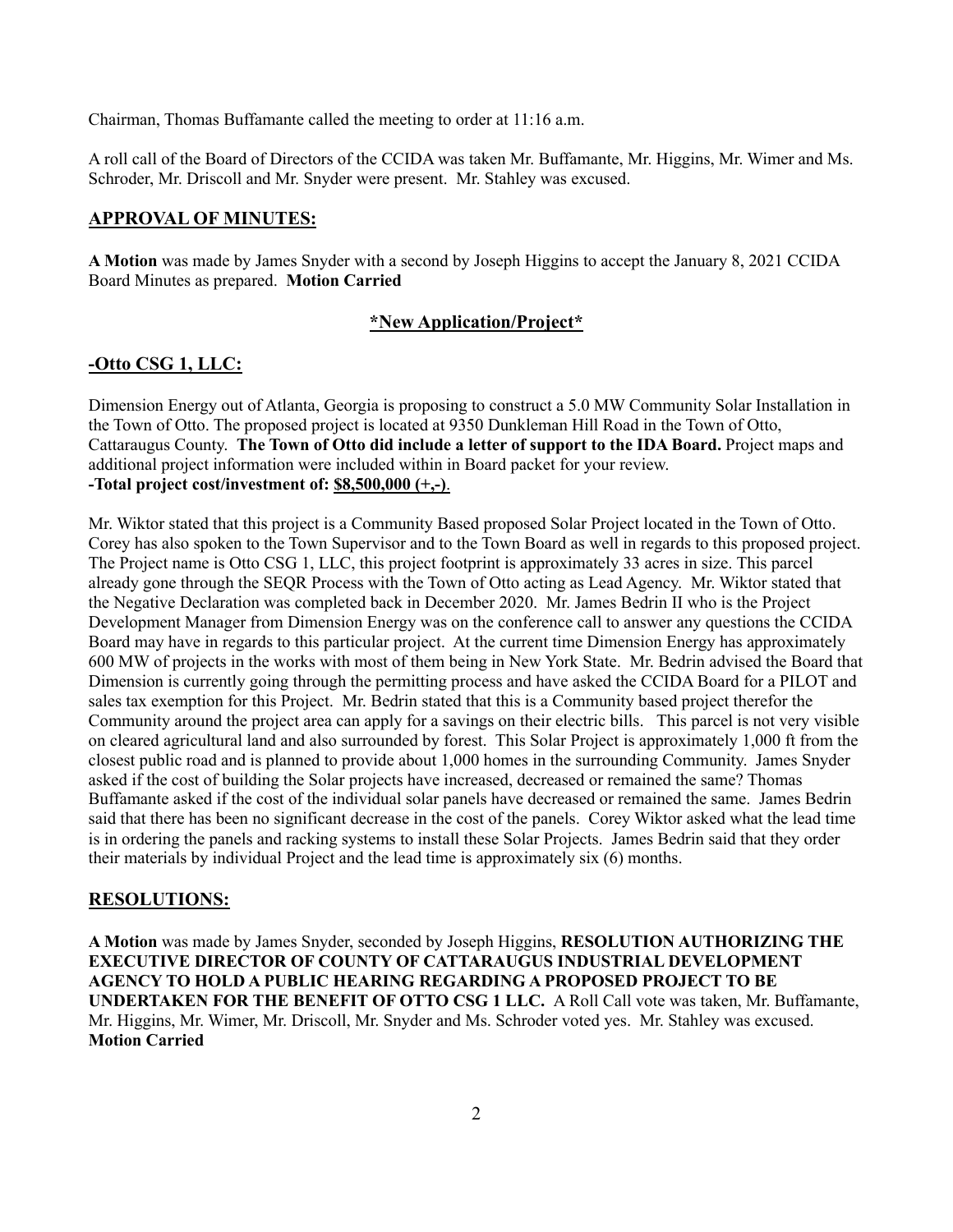Chairman, Thomas Buffamante called the meeting to order at 11:16 a.m.

A roll call of the Board of Directors of the CCIDA was taken Mr. Buffamante, Mr. Higgins, Mr. Wimer and Ms. Schroder, Mr. Driscoll and Mr. Snyder were present. Mr. Stahley was excused.

## APPROVAL OF MINUTES:

**A Motion** was made by James Snyder with a second by Joseph Higgins to accept the January 8, 2021 CCIDA Board Minutes as prepared. **Motion Carried**

## *New Application/Project*

## -Otto CSG 1, LLC:

Dimension Energy out of Atlanta, Georgia is proposing to construct a 5.0 MW Community Solar Installation in the Town of Otto. The proposed project is located at 9350 Dunkleman Hill Road in the Town of Otto, Cattaraugus County. **The Town of Otto did include a letter of support to the IDA Board.** Project maps and additional project information were included within in Board packet for your review.
**-Total project cost/investment of: $8,500,000 (+,-)**.

Mr. Wiktor stated that this project is a Community Based proposed Solar Project located in the Town of Otto. Corey has also spoken to the Town Supervisor and to the Town Board as well in regards to this proposed project. The Project name is Otto CSG 1, LLC, this project footprint is approximately 33 acres in size. This parcel already gone through the SEQR Process with the Town of Otto acting as Lead Agency. Mr. Wiktor stated that the Negative Declaration was completed back in December 2020. Mr. James Bedrin II who is the Project Development Manager from Dimension Energy was on the conference call to answer any questions the CCIDA Board may have in regards to this particular project. At the current time Dimension Energy has approximately 600 MW of projects in the works with most of them being in New York State. Mr. Bedrin advised the Board that Dimension is currently going through the permitting process and have asked the CCIDA Board for a PILOT and sales tax exemption for this Project. Mr. Bedrin stated that this is a Community based project therefor the Community around the project area can apply for a savings on their electric bills. This parcel is not very visible on cleared agricultural land and also surrounded by forest. This Solar Project is approximately 1,000 ft from the closest public road and is planned to provide about 1,000 homes in the surrounding Community. James Snyder asked if the cost of building the Solar projects have increased, decreased or remained the same? Thomas Buffamante asked if the cost of the individual solar panels have decreased or remained the same. James Bedrin said that there has been no significant decrease in the cost of the panels. Corey Wiktor asked what the lead time is in ordering the panels and racking systems to install these Solar Projects. James Bedrin said that they order their materials by individual Project and the lead time is approximately six (6) months.

## RESOLUTIONS:

**A Motion** was made by James Snyder, seconded by Joseph Higgins, **RESOLUTION AUTHORIZING THE EXECUTIVE DIRECTOR OF COUNTY OF CATTARAUGUS INDUSTRIAL DEVELOPMENT AGENCY TO HOLD A PUBLIC HEARING REGARDING A PROPOSED PROJECT TO BE UNDERTAKEN FOR THE BENEFIT OF OTTO CSG 1 LLC.** A Roll Call vote was taken, Mr. Buffamante, Mr. Higgins, Mr. Wimer, Mr. Driscoll, Mr. Snyder and Ms. Schroder voted yes. Mr. Stahley was excused. **Motion Carried**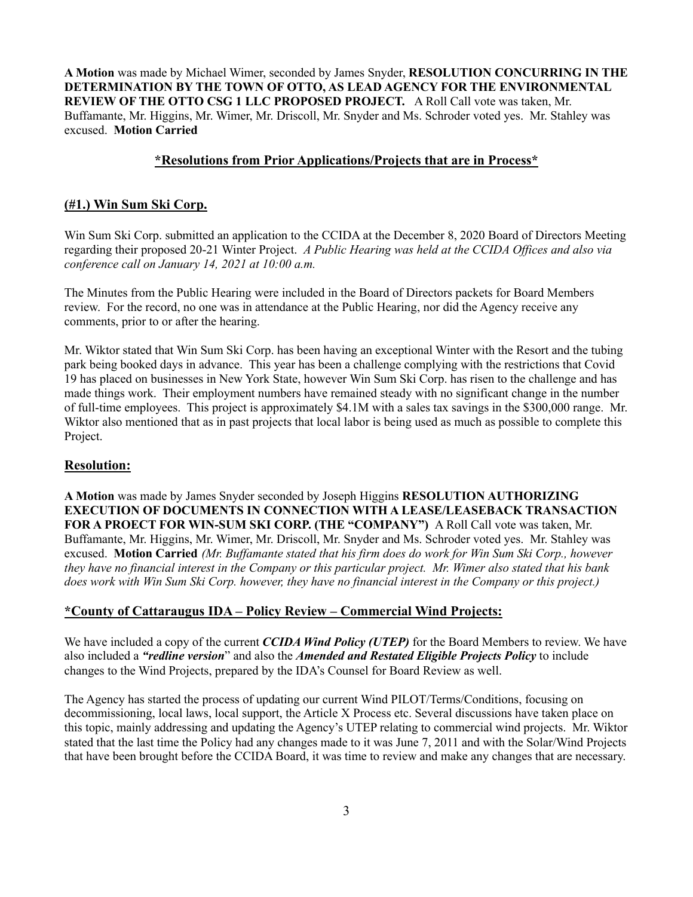**A Motion** was made by Michael Wimer, seconded by James Snyder, **RESOLUTION CONCURRING IN THE DETERMINATION BY THE TOWN OF OTTO, AS LEAD AGENCY FOR THE ENVIRONMENTAL REVIEW OF THE OTTO CSG 1 LLC PROPOSED PROJECT.** A Roll Call vote was taken, Mr. Buffamante, Mr. Higgins, Mr. Wimer, Mr. Driscoll, Mr. Snyder and Ms. Schroder voted yes. Mr. Stahley was excused. **Motion Carried**

## *Resolutions from Prior Applications/Projects that are in Process*

### (#1.) Win Sum Ski Corp.

Win Sum Ski Corp. submitted an application to the CCIDA at the December 8, 2020 Board of Directors Meeting regarding their proposed 20-21 Winter Project. *A Public Hearing was held at the CCIDA Offices and also via conference call on January 14, 2021 at 10:00 a.m.*

The Minutes from the Public Hearing were included in the Board of Directors packets for Board Members review. For the record, no one was in attendance at the Public Hearing, nor did the Agency receive any comments, prior to or after the hearing.

Mr. Wiktor stated that Win Sum Ski Corp. has been having an exceptional Winter with the Resort and the tubing park being booked days in advance. This year has been a challenge complying with the restrictions that Covid 19 has placed on businesses in New York State, however Win Sum Ski Corp. has risen to the challenge and has made things work. Their employment numbers have remained steady with no significant change in the number of full-time employees. This project is approximately $4.1M with a sales tax savings in the $300,000 range. Mr. Wiktor also mentioned that as in past projects that local labor is being used as much as possible to complete this Project.

### Resolution:

**A Motion** was made by James Snyder seconded by Joseph Higgins **RESOLUTION AUTHORIZING EXECUTION OF DOCUMENTS IN CONNECTION WITH A LEASE/LEASEBACK TRANSACTION FOR A PROECT FOR WIN-SUM SKI CORP. (THE "COMPANY")** A Roll Call vote was taken, Mr. Buffamante, Mr. Higgins, Mr. Wimer, Mr. Driscoll, Mr. Snyder and Ms. Schroder voted yes. Mr. Stahley was excused. **Motion Carried** *(Mr. Buffamante stated that his firm does do work for Win Sum Ski Corp., however they have no financial interest in the Company or this particular project. Mr. Wimer also stated that his bank does work with Win Sum Ski Corp. however, they have no financial interest in the Company or this project.)*

## *County of Cattaraugus IDA – Policy Review – Commercial Wind Projects:

We have included a copy of the current ***CCIDA Wind Policy (UTEP)*** for the Board Members to review. We have also included a ***"redline version***" and also the ***Amended and Restated Eligible Projects Policy*** to include changes to the Wind Projects, prepared by the IDA's Counsel for Board Review as well.

The Agency has started the process of updating our current Wind PILOT/Terms/Conditions, focusing on decommissioning, local laws, local support, the Article X Process etc. Several discussions have taken place on this topic, mainly addressing and updating the Agency's UTEP relating to commercial wind projects. Mr. Wiktor stated that the last time the Policy had any changes made to it was June 7, 2011 and with the Solar/Wind Projects that have been brought before the CCIDA Board, it was time to review and make any changes that are necessary.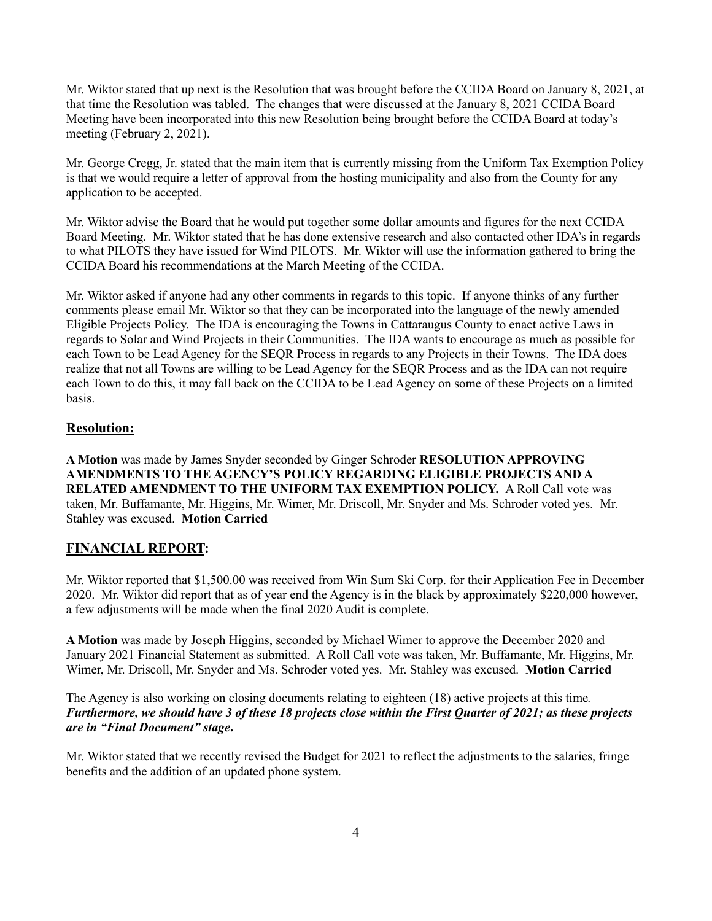Mr. Wiktor stated that up next is the Resolution that was brought before the CCIDA Board on January 8, 2021, at that time the Resolution was tabled. The changes that were discussed at the January 8, 2021 CCIDA Board Meeting have been incorporated into this new Resolution being brought before the CCIDA Board at today's meeting (February 2, 2021).

Mr. George Cregg, Jr. stated that the main item that is currently missing from the Uniform Tax Exemption Policy is that we would require a letter of approval from the hosting municipality and also from the County for any application to be accepted.

Mr. Wiktor advise the Board that he would put together some dollar amounts and figures for the next CCIDA Board Meeting. Mr. Wiktor stated that he has done extensive research and also contacted other IDA's in regards to what PILOTS they have issued for Wind PILOTS. Mr. Wiktor will use the information gathered to bring the CCIDA Board his recommendations at the March Meeting of the CCIDA.

Mr. Wiktor asked if anyone had any other comments in regards to this topic. If anyone thinks of any further comments please email Mr. Wiktor so that they can be incorporated into the language of the newly amended Eligible Projects Policy. The IDA is encouraging the Towns in Cattaraugus County to enact active Laws in regards to Solar and Wind Projects in their Communities. The IDA wants to encourage as much as possible for each Town to be Lead Agency for the SEQR Process in regards to any Projects in their Towns. The IDA does realize that not all Towns are willing to be Lead Agency for the SEQR Process and as the IDA can not require each Town to do this, it may fall back on the CCIDA to be Lead Agency on some of these Projects on a limited basis.

## Resolution:

**A Motion** was made by James Snyder seconded by Ginger Schroder **RESOLUTION APPROVING AMENDMENTS TO THE AGENCY'S POLICY REGARDING ELIGIBLE PROJECTS AND A RELATED AMENDMENT TO THE UNIFORM TAX EXEMPTION POLICY.** A Roll Call vote was taken, Mr. Buffamante, Mr. Higgins, Mr. Wimer, Mr. Driscoll, Mr. Snyder and Ms. Schroder voted yes. Mr. Stahley was excused. **Motion Carried**

## FINANCIAL REPORT:

Mr. Wiktor reported that $1,500.00 was received from Win Sum Ski Corp. for their Application Fee in December 2020. Mr. Wiktor did report that as of year end the Agency is in the black by approximately $220,000 however, a few adjustments will be made when the final 2020 Audit is complete.

**A Motion** was made by Joseph Higgins, seconded by Michael Wimer to approve the December 2020 and January 2021 Financial Statement as submitted. A Roll Call vote was taken, Mr. Buffamante, Mr. Higgins, Mr. Wimer, Mr. Driscoll, Mr. Snyder and Ms. Schroder voted yes. Mr. Stahley was excused. **Motion Carried**

The Agency is also working on closing documents relating to eighteen (18) active projects at this time. ***Furthermore, we should have 3 of these 18 projects close within the First Quarter of 2021; as these projects are in "Final Document" stage.***

Mr. Wiktor stated that we recently revised the Budget for 2021 to reflect the adjustments to the salaries, fringe benefits and the addition of an updated phone system.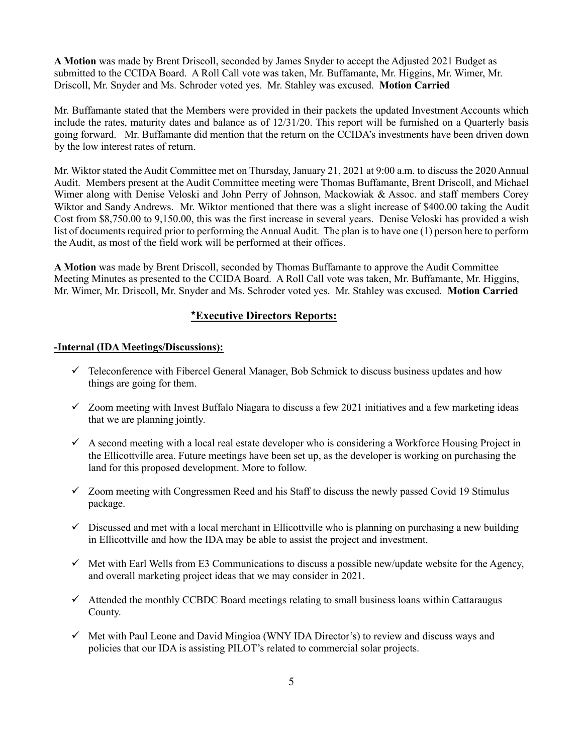**A Motion** was made by Brent Driscoll, seconded by James Snyder to accept the Adjusted 2021 Budget as submitted to the CCIDA Board. A Roll Call vote was taken, Mr. Buffamante, Mr. Higgins, Mr. Wimer, Mr. Driscoll, Mr. Snyder and Ms. Schroder voted yes. Mr. Stahley was excused. **Motion Carried**

Mr. Buffamante stated that the Members were provided in their packets the updated Investment Accounts which include the rates, maturity dates and balance as of 12/31/20. This report will be furnished on a Quarterly basis going forward. Mr. Buffamante did mention that the return on the CCIDA's investments have been driven down by the low interest rates of return.

Mr. Wiktor stated the Audit Committee met on Thursday, January 21, 2021 at 9:00 a.m. to discuss the 2020 Annual Audit. Members present at the Audit Committee meeting were Thomas Buffamante, Brent Driscoll, and Michael Wimer along with Denise Veloski and John Perry of Johnson, Mackowiak & Assoc. and staff members Corey Wiktor and Sandy Andrews. Mr. Wiktor mentioned that there was a slight increase of $400.00 taking the Audit Cost from $8,750.00 to 9,150.00, this was the first increase in several years. Denise Veloski has provided a wish list of documents required prior to performing the Annual Audit. The plan is to have one (1) person here to perform the Audit, as most of the field work will be performed at their offices.

**A Motion** was made by Brent Driscoll, seconded by Thomas Buffamante to approve the Audit Committee Meeting Minutes as presented to the CCIDA Board. A Roll Call vote was taken, Mr. Buffamante, Mr. Higgins, Mr. Wimer, Mr. Driscoll, Mr. Snyder and Ms. Schroder voted yes. Mr. Stahley was excused. **Motion Carried**

## *Executive Directors Reports:

**-Internal (IDA Meetings/Discussions):**

- ✓ Teleconference with Fibercel General Manager, Bob Schmick to discuss business updates and how things are going for them.
- ✓ Zoom meeting with Invest Buffalo Niagara to discuss a few 2021 initiatives and a few marketing ideas that we are planning jointly.
- ✓ A second meeting with a local real estate developer who is considering a Workforce Housing Project in the Ellicottville area. Future meetings have been set up, as the developer is working on purchasing the land for this proposed development. More to follow.
- ✓ Zoom meeting with Congressmen Reed and his Staff to discuss the newly passed Covid 19 Stimulus package.
- ✓ Discussed and met with a local merchant in Ellicottville who is planning on purchasing a new building in Ellicottville and how the IDA may be able to assist the project and investment.
- ✓ Met with Earl Wells from E3 Communications to discuss a possible new/update website for the Agency, and overall marketing project ideas that we may consider in 2021.
- ✓ Attended the monthly CCBDC Board meetings relating to small business loans within Cattaraugus County.
- ✓ Met with Paul Leone and David Mingioa (WNY IDA Director's) to review and discuss ways and policies that our IDA is assisting PILOT's related to commercial solar projects.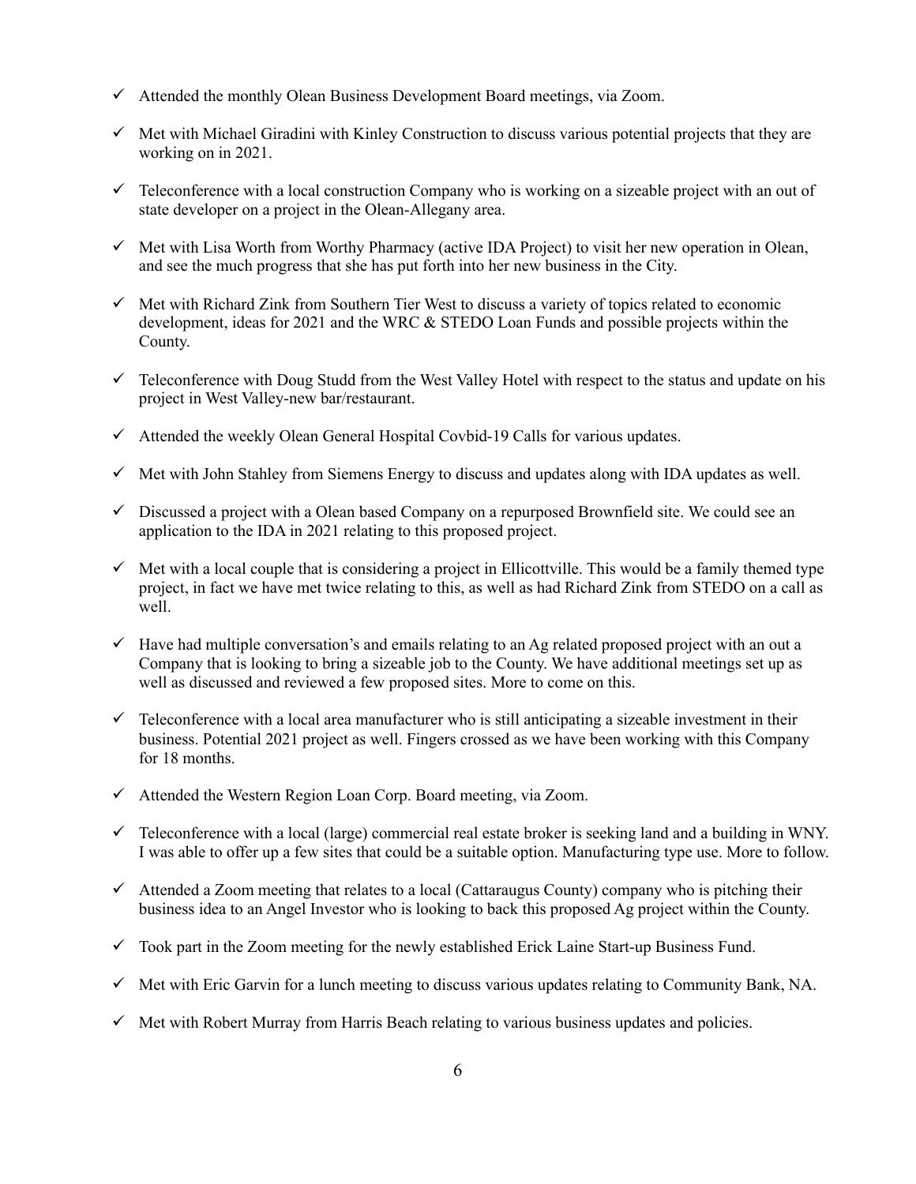- ✓ Attended the monthly Olean Business Development Board meetings, via Zoom.
- ✓ Met with Michael Giradini with Kinley Construction to discuss various potential projects that they are working on in 2021.
- ✓ Teleconference with a local construction Company who is working on a sizeable project with an out of state developer on a project in the Olean-Allegany area.
- ✓ Met with Lisa Worth from Worthy Pharmacy (active IDA Project) to visit her new operation in Olean, and see the much progress that she has put forth into her new business in the City.
- ✓ Met with Richard Zink from Southern Tier West to discuss a variety of topics related to economic development, ideas for 2021 and the WRC & STEDO Loan Funds and possible projects within the County.
- ✓ Teleconference with Doug Studd from the West Valley Hotel with respect to the status and update on his project in West Valley-new bar/restaurant.
- ✓ Attended the weekly Olean General Hospital Covbid-19 Calls for various updates.
- ✓ Met with John Stahley from Siemens Energy to discuss and updates along with IDA updates as well.
- ✓ Discussed a project with a Olean based Company on a repurposed Brownfield site. We could see an application to the IDA in 2021 relating to this proposed project.
- ✓ Met with a local couple that is considering a project in Ellicottville. This would be a family themed type project, in fact we have met twice relating to this, as well as had Richard Zink from STEDO on a call as well.
- ✓ Have had multiple conversation's and emails relating to an Ag related proposed project with an out a Company that is looking to bring a sizeable job to the County. We have additional meetings set up as well as discussed and reviewed a few proposed sites. More to come on this.
- ✓ Teleconference with a local area manufacturer who is still anticipating a sizeable investment in their business. Potential 2021 project as well. Fingers crossed as we have been working with this Company for 18 months.
- ✓ Attended the Western Region Loan Corp. Board meeting, via Zoom.
- ✓ Teleconference with a local (large) commercial real estate broker is seeking land and a building in WNY. I was able to offer up a few sites that could be a suitable option. Manufacturing type use. More to follow.
- ✓ Attended a Zoom meeting that relates to a local (Cattaraugus County) company who is pitching their business idea to an Angel Investor who is looking to back this proposed Ag project within the County.
- ✓ Took part in the Zoom meeting for the newly established Erick Laine Start-up Business Fund.
- ✓ Met with Eric Garvin for a lunch meeting to discuss various updates relating to Community Bank, NA.
- ✓ Met with Robert Murray from Harris Beach relating to various business updates and policies.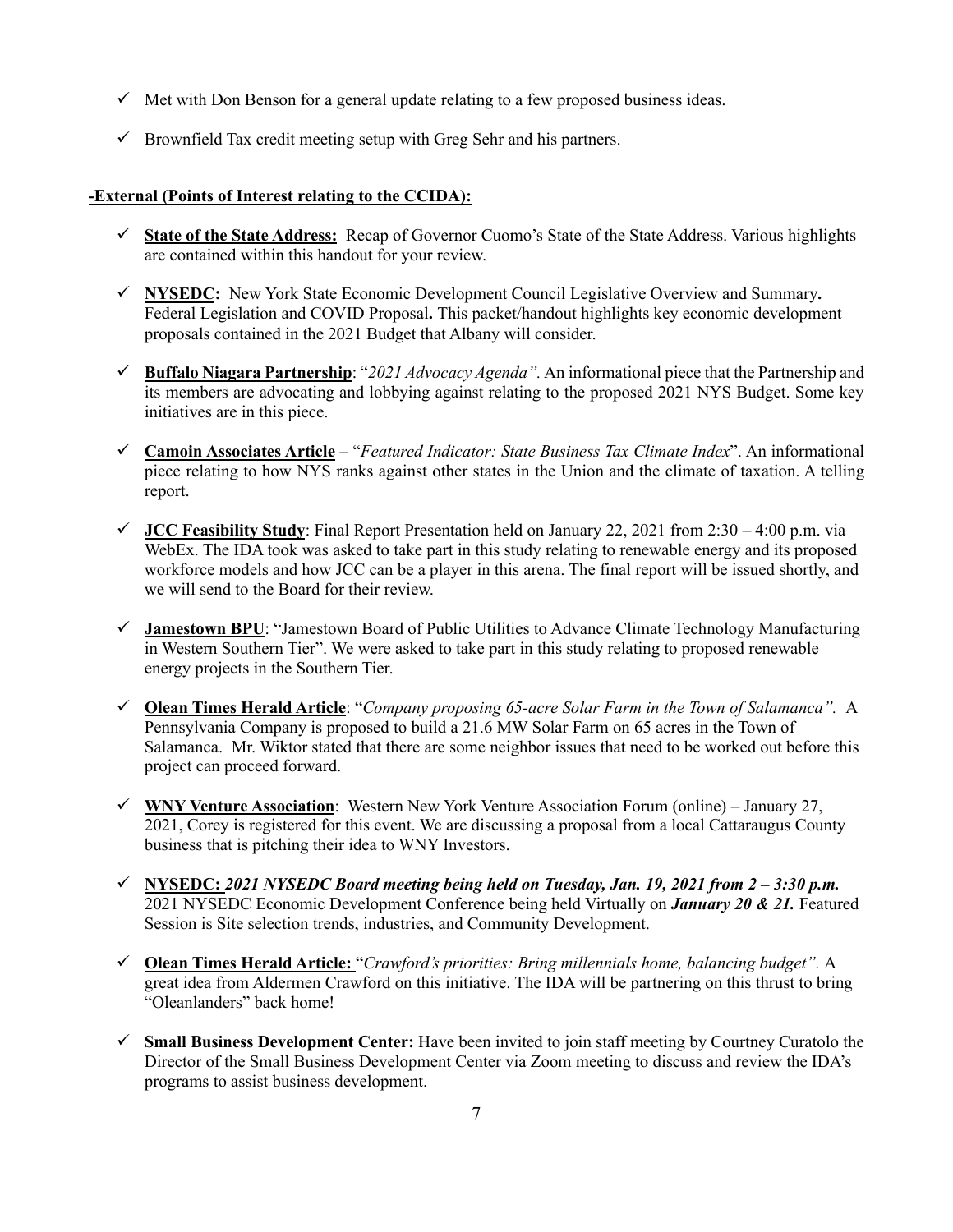- ✓ Met with Don Benson for a general update relating to a few proposed business ideas.
- ✓ Brownfield Tax credit meeting setup with Greg Sehr and his partners.

**-External (Points of Interest relating to the CCIDA):**

- ✓ **State of the State Address:** Recap of Governor Cuomo's State of the State Address. Various highlights are contained within this handout for your review.
- ✓ **NYSEDC:** New York State Economic Development Council Legislative Overview and Summary**.** Federal Legislation and COVID Proposal**.** This packet/handout highlights key economic development proposals contained in the 2021 Budget that Albany will consider.
- ✓ **Buffalo Niagara Partnership**: "*2021 Advocacy Agenda"*. An informational piece that the Partnership and its members are advocating and lobbying against relating to the proposed 2021 NYS Budget. Some key initiatives are in this piece.
- ✓ **Camoin Associates Article** – "*Featured Indicator: State Business Tax Climate Index*". An informational piece relating to how NYS ranks against other states in the Union and the climate of taxation. A telling report.
- ✓ **JCC Feasibility Study**: Final Report Presentation held on January 22, 2021 from 2:30 – 4:00 p.m. via WebEx. The IDA took was asked to take part in this study relating to renewable energy and its proposed workforce models and how JCC can be a player in this arena. The final report will be issued shortly, and we will send to the Board for their review.
- ✓ **Jamestown BPU**: "Jamestown Board of Public Utilities to Advance Climate Technology Manufacturing in Western Southern Tier". We were asked to take part in this study relating to proposed renewable energy projects in the Southern Tier.
- ✓ **Olean Times Herald Article**: "*Company proposing 65-acre Solar Farm in the Town of Salamanca".* A Pennsylvania Company is proposed to build a 21.6 MW Solar Farm on 65 acres in the Town of Salamanca. Mr. Wiktor stated that there are some neighbor issues that need to be worked out before this project can proceed forward.
- ✓ **WNY Venture Association**: Western New York Venture Association Forum (online) – January 27, 2021, Corey is registered for this event. We are discussing a proposal from a local Cattaraugus County business that is pitching their idea to WNY Investors.
- ✓ **NYSEDC:** ***2021 NYSEDC Board meeting being held on Tuesday, Jan. 19, 2021 from 2 – 3:30 p.m.*** 2021 NYSEDC Economic Development Conference being held Virtually on ***January 20 & 21.*** Featured Session is Site selection trends, industries, and Community Development.
- ✓ **Olean Times Herald Article:** "*Crawford's priorities: Bring millennials home, balancing budget".* A great idea from Aldermen Crawford on this initiative. The IDA will be partnering on this thrust to bring "Oleanlanders" back home!
- ✓ **Small Business Development Center:** Have been invited to join staff meeting by Courtney Curatolo the Director of the Small Business Development Center via Zoom meeting to discuss and review the IDA's programs to assist business development.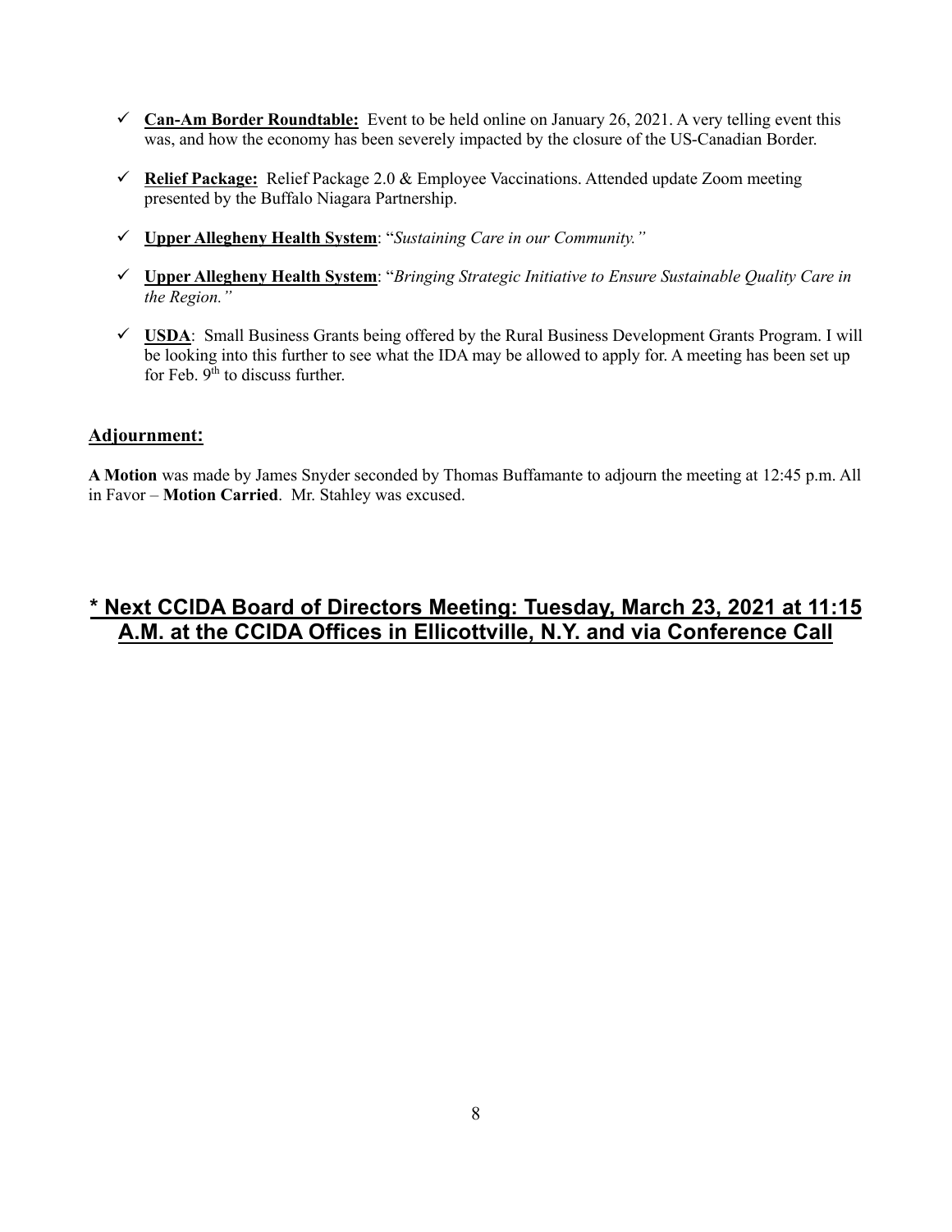- ✓ **Can-Am Border Roundtable:** Event to be held online on January 26, 2021. A very telling event this was, and how the economy has been severely impacted by the closure of the US-Canadian Border.

- ✓ **Relief Package:** Relief Package 2.0 & Employee Vaccinations. Attended update Zoom meeting presented by the Buffalo Niagara Partnership.

- ✓ **Upper Allegheny Health System**: "*Sustaining Care in our Community.*"

- ✓ **Upper Allegheny Health System**: "*Bringing Strategic Initiative to Ensure Sustainable Quality Care in the Region.*"

- ✓ **USDA**: Small Business Grants being offered by the Rural Business Development Grants Program. I will be looking into this further to see what the IDA may be allowed to apply for. A meeting has been set up for Feb. 9th to discuss further.

## Adjournment:

**A Motion** was made by James Snyder seconded by Thomas Buffamante to adjourn the meeting at 12:45 p.m. All in Favor – **Motion Carried**. Mr. Stahley was excused.

## * Next CCIDA Board of Directors Meeting: Tuesday, March 23, 2021 at 11:15 A.M. at the CCIDA Offices in Ellicottville, N.Y. and via Conference Call